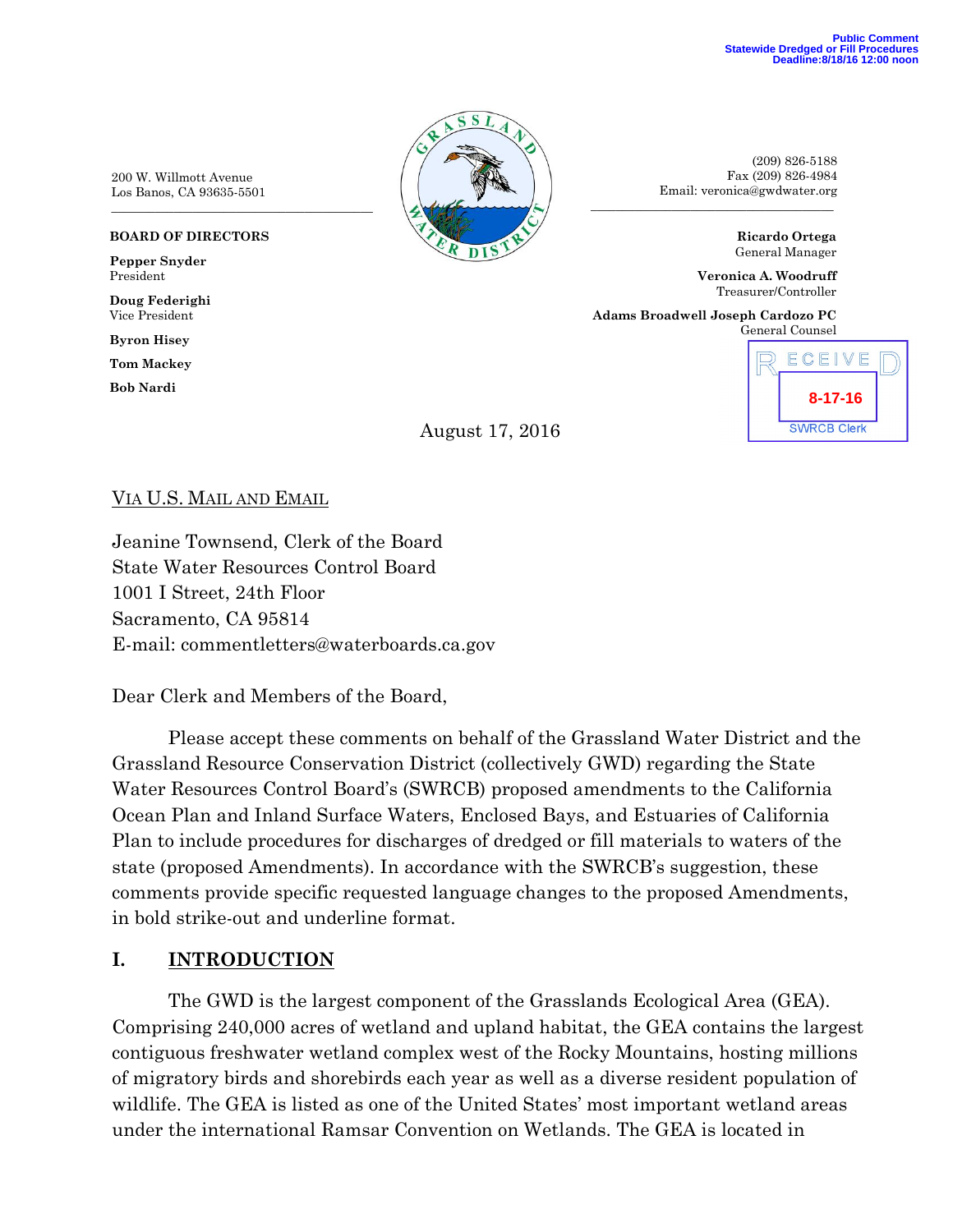Public Comment
Statewide Dredged or Fill Procedures
Deadline:8/18/16 12:00 noon

200 W. Willmott Avenue
Los Banos, CA 93635-5501

(209) 826-5188
Fax (209) 826-4984
Email: veronica@gwdwater.org

**BOARD OF DIRECTORS**

**Pepper Snyder**
President

**Doug Federighi**
Vice President

**Byron Hisey**

**Tom Mackey**

**Bob Nardi**

**Ricardo Ortega**
General Manager

**Veronica A. Woodruff**
Treasurer/Controller

**Adams Broadwell Joseph Cardozo PC**
General Counsel

RECEIVED
8-17-16
SWRCB Clerk

August 17, 2016

VIA U.S. MAIL AND EMAIL

Jeanine Townsend, Clerk of the Board
State Water Resources Control Board
1001 I Street, 24th Floor
Sacramento, CA 95814
E-mail: commentletters@waterboards.ca.gov

Dear Clerk and Members of the Board,

Please accept these comments on behalf of the Grassland Water District and the Grassland Resource Conservation District (collectively GWD) regarding the State Water Resources Control Board's (SWRCB) proposed amendments to the California Ocean Plan and Inland Surface Waters, Enclosed Bays, and Estuaries of California Plan to include procedures for discharges of dredged or fill materials to waters of the state (proposed Amendments). In accordance with the SWRCB's suggestion, these comments provide specific requested language changes to the proposed Amendments, in bold strike-out and underline format.

## I. INTRODUCTION

The GWD is the largest component of the Grasslands Ecological Area (GEA). Comprising 240,000 acres of wetland and upland habitat, the GEA contains the largest contiguous freshwater wetland complex west of the Rocky Mountains, hosting millions of migratory birds and shorebirds each year as well as a diverse resident population of wildlife. The GEA is listed as one of the United States' most important wetland areas under the international Ramsar Convention on Wetlands. The GEA is located in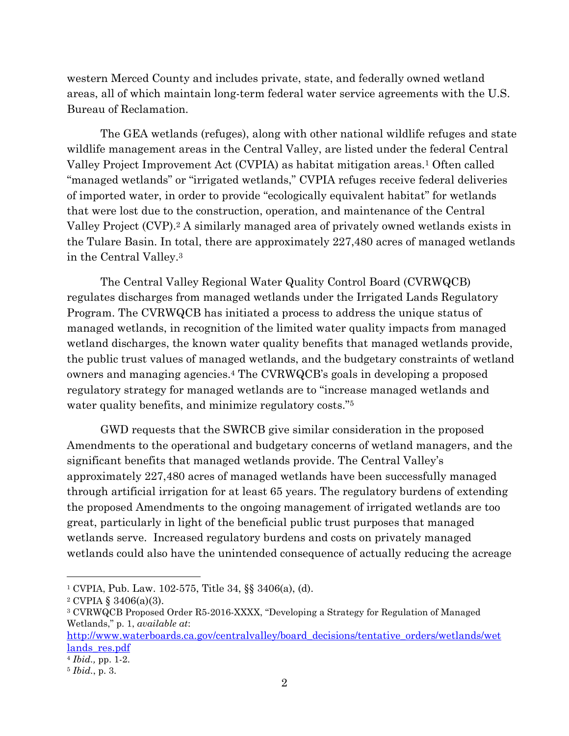western Merced County and includes private, state, and federally owned wetland areas, all of which maintain long-term federal water service agreements with the U.S. Bureau of Reclamation.

The GEA wetlands (refuges), along with other national wildlife refuges and state wildlife management areas in the Central Valley, are listed under the federal Central Valley Project Improvement Act (CVPIA) as habitat mitigation areas.[1] Often called "managed wetlands" or "irrigated wetlands," CVPIA refuges receive federal deliveries of imported water, in order to provide "ecologically equivalent habitat" for wetlands that were lost due to the construction, operation, and maintenance of the Central Valley Project (CVP).[2] A similarly managed area of privately owned wetlands exists in the Tulare Basin. In total, there are approximately 227,480 acres of managed wetlands in the Central Valley.[3]

The Central Valley Regional Water Quality Control Board (CVRWQCB) regulates discharges from managed wetlands under the Irrigated Lands Regulatory Program. The CVRWQCB has initiated a process to address the unique status of managed wetlands, in recognition of the limited water quality impacts from managed wetland discharges, the known water quality benefits that managed wetlands provide, the public trust values of managed wetlands, and the budgetary constraints of wetland owners and managing agencies.[4] The CVRWQCB's goals in developing a proposed regulatory strategy for managed wetlands are to "increase managed wetlands and water quality benefits, and minimize regulatory costs."[5]

GWD requests that the SWRCB give similar consideration in the proposed Amendments to the operational and budgetary concerns of wetland managers, and the significant benefits that managed wetlands provide. The Central Valley's approximately 227,480 acres of managed wetlands have been successfully managed through artificial irrigation for at least 65 years. The regulatory burdens of extending the proposed Amendments to the ongoing management of irrigated wetlands are too great, particularly in light of the beneficial public trust purposes that managed wetlands serve. Increased regulatory burdens and costs on privately managed wetlands could also have the unintended consequence of actually reducing the acreage

---

[1] CVPIA, Pub. Law. 102-575, Title 34, §§ 3406(a), (d).

[2] CVPIA § 3406(a)(3).

[3] CVRWQCB Proposed Order R5-2016-XXXX, "Developing a Strategy for Regulation of Managed Wetlands," p. 1, *available at*: [http://www.waterboards.ca.gov/centralvalley/board_decisions/tentative_orders/wetlands/wetlands_res.pdf](http://www.waterboards.ca.gov/centralvalley/board_decisions/tentative_orders/wetlands/wetlands_res.pdf)

[4] *Ibid.,* pp. 1-2.

[5] *Ibid.*, p. 3.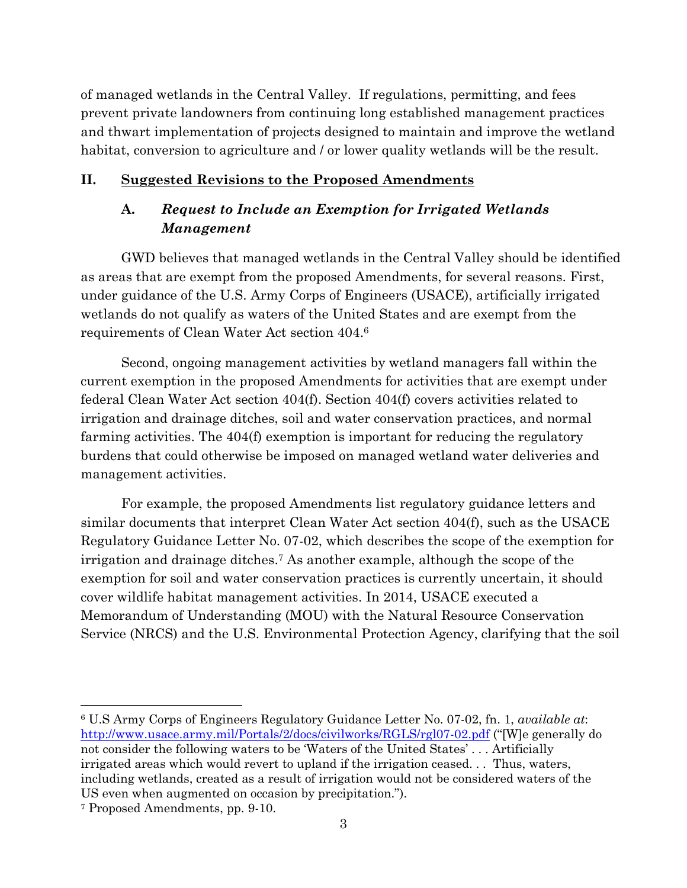of managed wetlands in the Central Valley. If regulations, permitting, and fees prevent private landowners from continuing long established management practices and thwart implementation of projects designed to maintain and improve the wetland habitat, conversion to agriculture and / or lower quality wetlands will be the result.

## II. Suggested Revisions to the Proposed Amendments

### A. *Request to Include an Exemption for Irrigated Wetlands Management*

GWD believes that managed wetlands in the Central Valley should be identified as areas that are exempt from the proposed Amendments, for several reasons. First, under guidance of the U.S. Army Corps of Engineers (USACE), artificially irrigated wetlands do not qualify as waters of the United States and are exempt from the requirements of Clean Water Act section 404.[6]

Second, ongoing management activities by wetland managers fall within the current exemption in the proposed Amendments for activities that are exempt under federal Clean Water Act section 404(f). Section 404(f) covers activities related to irrigation and drainage ditches, soil and water conservation practices, and normal farming activities. The 404(f) exemption is important for reducing the regulatory burdens that could otherwise be imposed on managed wetland water deliveries and management activities.

For example, the proposed Amendments list regulatory guidance letters and similar documents that interpret Clean Water Act section 404(f), such as the USACE Regulatory Guidance Letter No. 07-02, which describes the scope of the exemption for irrigation and drainage ditches.[7] As another example, although the scope of the exemption for soil and water conservation practices is currently uncertain, it should cover wildlife habitat management activities. In 2014, USACE executed a Memorandum of Understanding (MOU) with the Natural Resource Conservation Service (NRCS) and the U.S. Environmental Protection Agency, clarifying that the soil

---

[6] U.S Army Corps of Engineers Regulatory Guidance Letter No. 07-02, fn. 1, *available at*: http://www.usace.army.mil/Portals/2/docs/civilworks/RGLS/rgl07-02.pdf ("[W]e generally do not consider the following waters to be 'Waters of the United States' . . . Artificially irrigated areas which would revert to upland if the irrigation ceased. . . Thus, waters, including wetlands, created as a result of irrigation would not be considered waters of the US even when augmented on occasion by precipitation.").

[7] Proposed Amendments, pp. 9-10.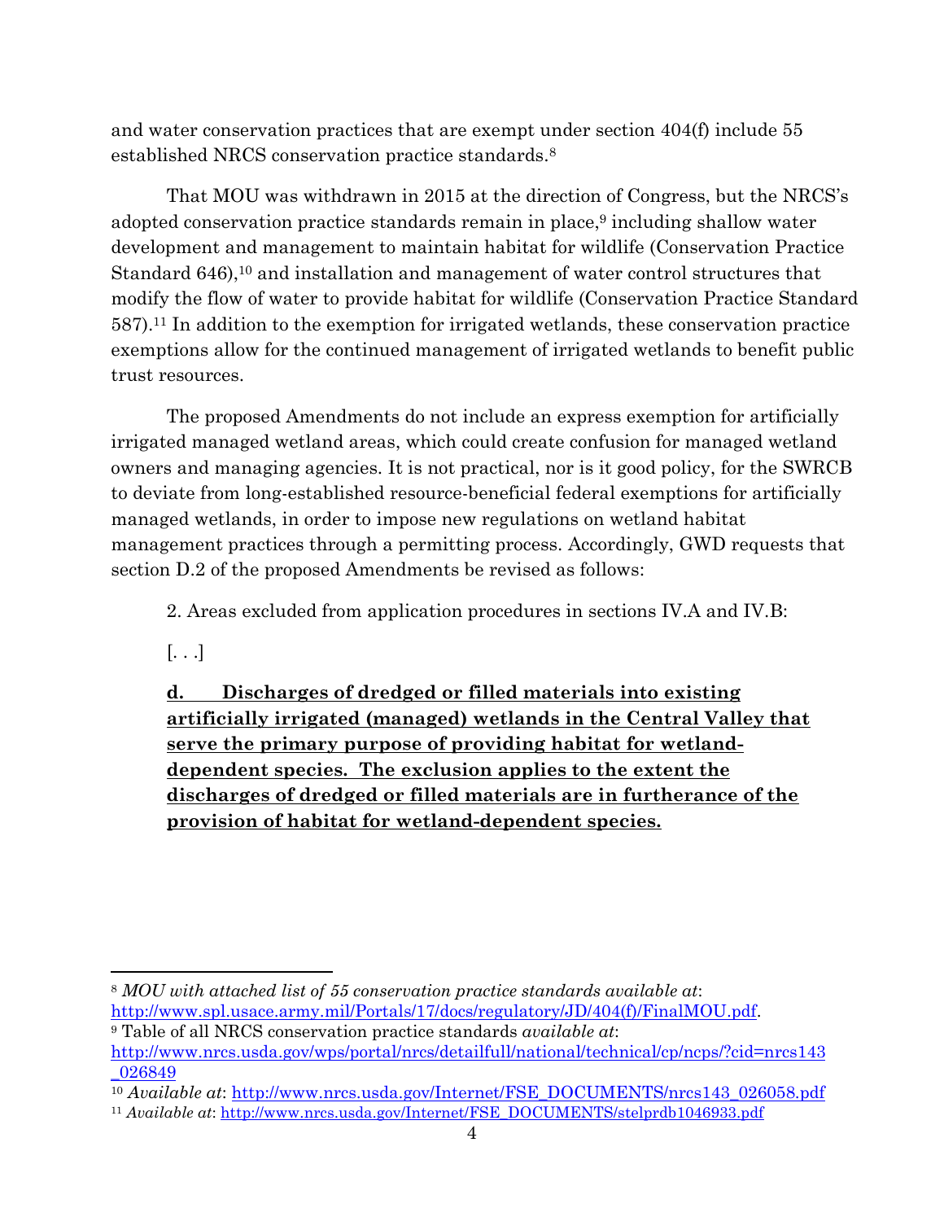and water conservation practices that are exempt under section 404(f) include 55 established NRCS conservation practice standards.[8]

That MOU was withdrawn in 2015 at the direction of Congress, but the NRCS's adopted conservation practice standards remain in place,[9] including shallow water development and management to maintain habitat for wildlife (Conservation Practice Standard 646),[10] and installation and management of water control structures that modify the flow of water to provide habitat for wildlife (Conservation Practice Standard 587).[11] In addition to the exemption for irrigated wetlands, these conservation practice exemptions allow for the continued management of irrigated wetlands to benefit public trust resources.

The proposed Amendments do not include an express exemption for artificially irrigated managed wetland areas, which could create confusion for managed wetland owners and managing agencies. It is not practical, nor is it good policy, for the SWRCB to deviate from long-established resource-beneficial federal exemptions for artificially managed wetlands, in order to impose new regulations on wetland habitat management practices through a permitting process. Accordingly, GWD requests that section D.2 of the proposed Amendments be revised as follows:

2. Areas excluded from application procedures in sections IV.A and IV.B:

[. . .]

<u>**d. Discharges of dredged or filled materials into existing artificially irrigated (managed) wetlands in the Central Valley that serve the primary purpose of providing habitat for wetland-dependent species. The exclusion applies to the extent the discharges of dredged or filled materials are in furtherance of the provision of habitat for wetland-dependent species.**</u>

---

[8] *MOU with attached list of 55 conservation practice standards available at*: http://www.spl.usace.army.mil/Portals/17/docs/regulatory/JD/404(f)/FinalMOU.pdf.

[9] Table of all NRCS conservation practice standards *available at*: http://www.nrcs.usda.gov/wps/portal/nrcs/detailfull/national/technical/cp/ncps/?cid=nrcs143_026849

[10] *Available at*: http://www.nrcs.usda.gov/Internet/FSE_DOCUMENTS/nrcs143_026058.pdf

[11] *Available at*: http://www.nrcs.usda.gov/Internet/FSE_DOCUMENTS/stelprdb1046933.pdf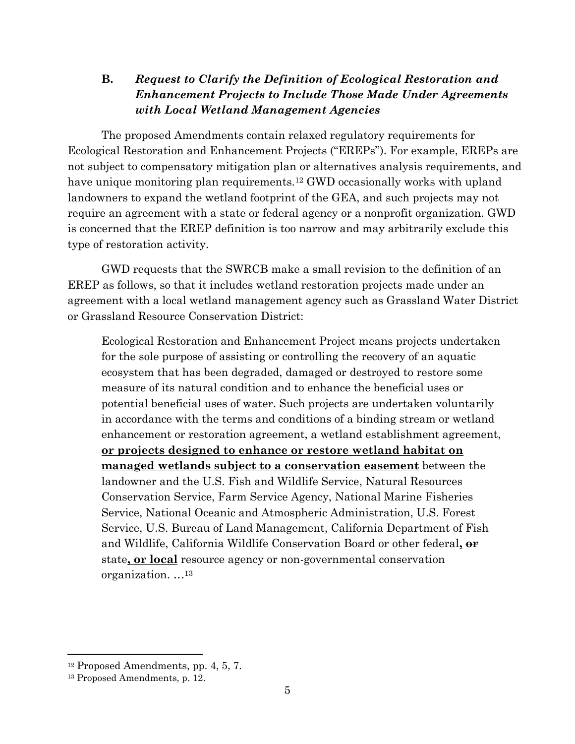### B. *Request to Clarify the Definition of Ecological Restoration and Enhancement Projects to Include Those Made Under Agreements with Local Wetland Management Agencies*

The proposed Amendments contain relaxed regulatory requirements for Ecological Restoration and Enhancement Projects ("EREPs"). For example, EREPs are not subject to compensatory mitigation plan or alternatives analysis requirements, and have unique monitoring plan requirements.[12] GWD occasionally works with upland landowners to expand the wetland footprint of the GEA, and such projects may not require an agreement with a state or federal agency or a nonprofit organization. GWD is concerned that the EREP definition is too narrow and may arbitrarily exclude this type of restoration activity.

GWD requests that the SWRCB make a small revision to the definition of an EREP as follows, so that it includes wetland restoration projects made under an agreement with a local wetland management agency such as Grassland Water District or Grassland Resource Conservation District:

> Ecological Restoration and Enhancement Project means projects undertaken for the sole purpose of assisting or controlling the recovery of an aquatic ecosystem that has been degraded, damaged or destroyed to restore some measure of its natural condition and to enhance the beneficial uses or potential beneficial uses of water. Such projects are undertaken voluntarily in accordance with the terms and conditions of a binding stream or wetland enhancement or restoration agreement, a wetland establishment agreement, **<u>or projects designed to enhance or restore wetland habitat on managed wetlands subject to a conservation easement</u>** between the landowner and the U.S. Fish and Wildlife Service, Natural Resources Conservation Service, Farm Service Agency, National Marine Fisheries Service, National Oceanic and Atmospheric Administration, U.S. Forest Service, U.S. Bureau of Land Management, California Department of Fish and Wildlife, California Wildlife Conservation Board or other federal**<u>,</u>** ~~or~~ state**<u>, or local</u>** resource agency or non-governmental conservation organization. ...[13]

---

[12] Proposed Amendments, pp. 4, 5, 7.

[13] Proposed Amendments, p. 12.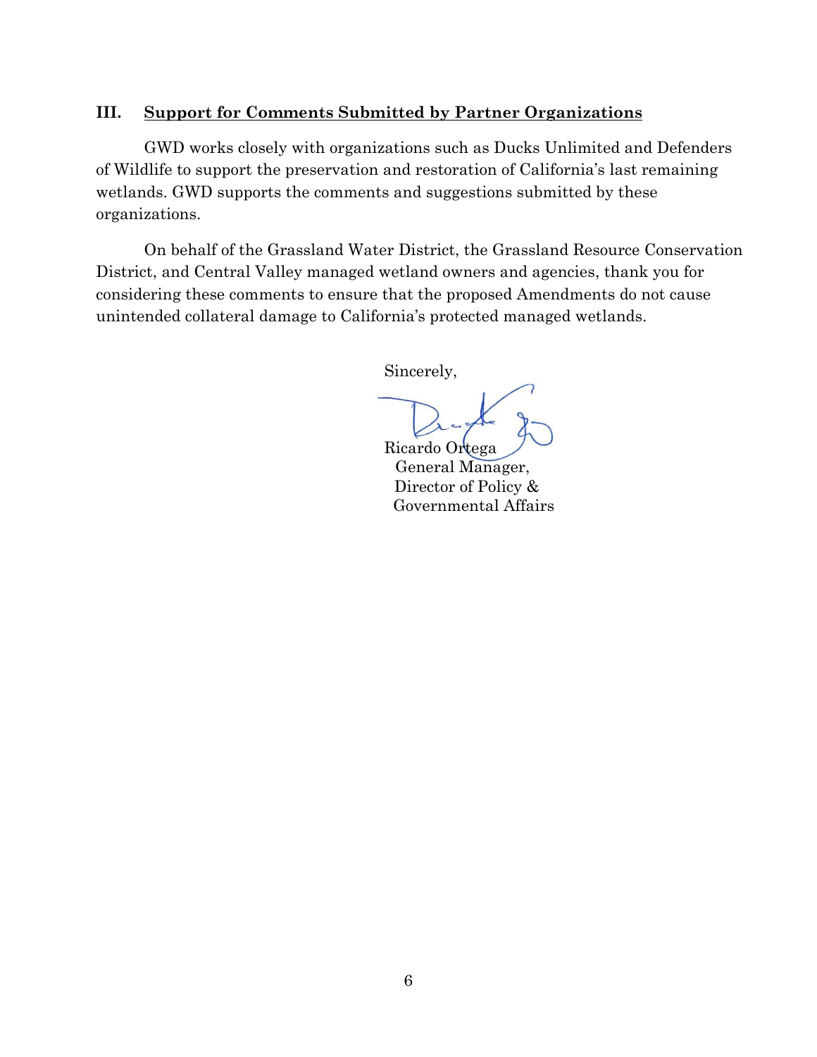## III. Support for Comments Submitted by Partner Organizations

GWD works closely with organizations such as Ducks Unlimited and Defenders of Wildlife to support the preservation and restoration of California's last remaining wetlands. GWD supports the comments and suggestions submitted by these organizations.

On behalf of the Grassland Water District, the Grassland Resource Conservation District, and Central Valley managed wetland owners and agencies, thank you for considering these comments to ensure that the proposed Amendments do not cause unintended collateral damage to California's protected managed wetlands.

Sincerely,

Ricardo Ortega
General Manager,
Director of Policy &
Governmental Affairs